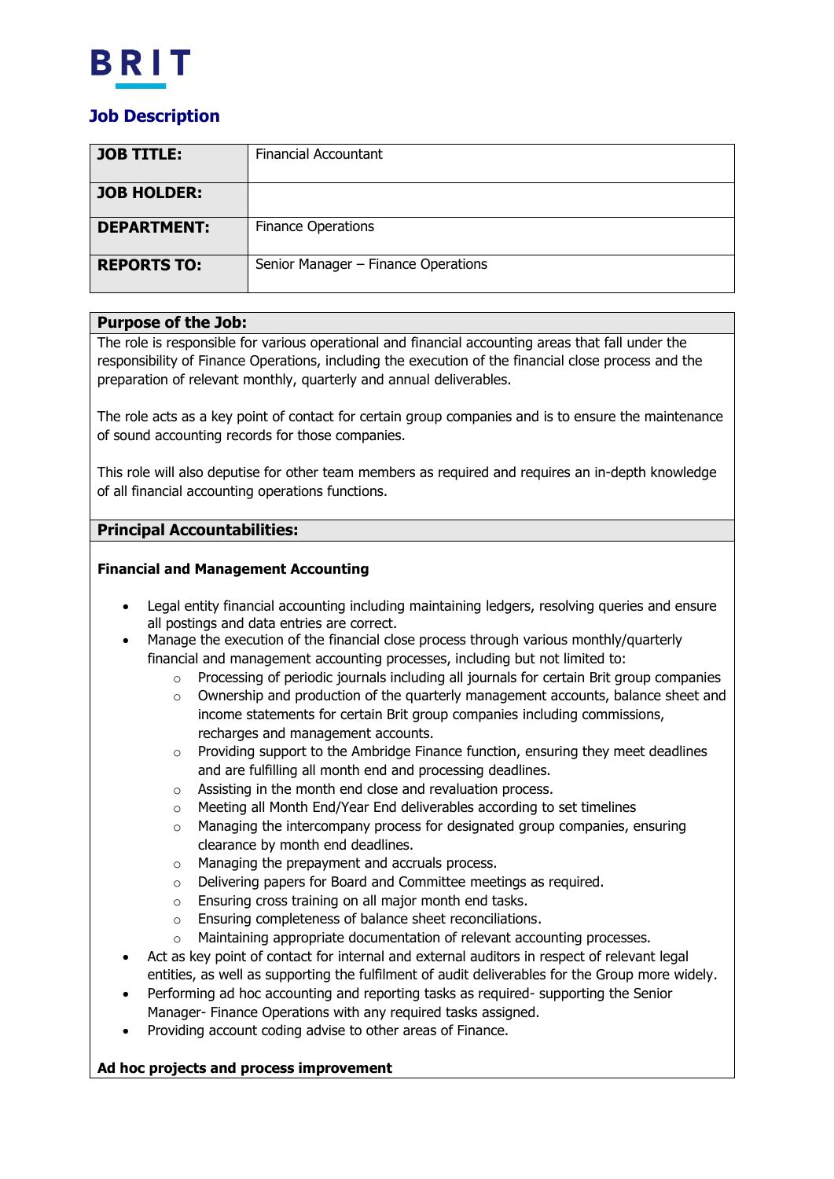BRIT

## Job Description

| | |
|---|---|
| **JOB TITLE:** | Financial Accountant |
| **JOB HOLDER:** | |
| **DEPARTMENT:** | Finance Operations |
| **REPORTS TO:** | Senior Manager – Finance Operations |

### Purpose of the Job:

The role is responsible for various operational and financial accounting areas that fall under the responsibility of Finance Operations, including the execution of the financial close process and the preparation of relevant monthly, quarterly and annual deliverables.

The role acts as a key point of contact for certain group companies and is to ensure the maintenance of sound accounting records for those companies.

This role will also deputise for other team members as required and requires an in-depth knowledge of all financial accounting operations functions.

### Principal Accountabilities:

**Financial and Management Accounting**

- Legal entity financial accounting including maintaining ledgers, resolving queries and ensure all postings and data entries are correct.
- Manage the execution of the financial close process through various monthly/quarterly financial and management accounting processes, including but not limited to:
    - Processing of periodic journals including all journals for certain Brit group companies
    - Ownership and production of the quarterly management accounts, balance sheet and income statements for certain Brit group companies including commissions, recharges and management accounts.
    - Providing support to the Ambridge Finance function, ensuring they meet deadlines and are fulfilling all month end and processing deadlines.
    - Assisting in the month end close and revaluation process.
    - Meeting all Month End/Year End deliverables according to set timelines
    - Managing the intercompany process for designated group companies, ensuring clearance by month end deadlines.
    - Managing the prepayment and accruals process.
    - Delivering papers for Board and Committee meetings as required.
    - Ensuring cross training on all major month end tasks.
    - Ensuring completeness of balance sheet reconciliations.
    - Maintaining appropriate documentation of relevant accounting processes.
- Act as key point of contact for internal and external auditors in respect of relevant legal entities, as well as supporting the fulfilment of audit deliverables for the Group more widely.
- Performing ad hoc accounting and reporting tasks as required- supporting the Senior Manager- Finance Operations with any required tasks assigned.
- Providing account coding advise to other areas of Finance.

**Ad hoc projects and process improvement**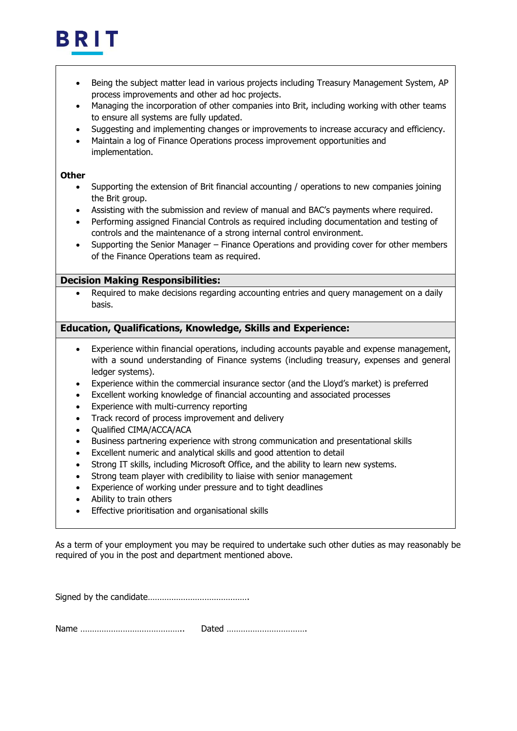- Being the subject matter lead in various projects including Treasury Management System, AP process improvements and other ad hoc projects.
- Managing the incorporation of other companies into Brit, including working with other teams to ensure all systems are fully updated.
- Suggesting and implementing changes or improvements to increase accuracy and efficiency.
- Maintain a log of Finance Operations process improvement opportunities and implementation.

**Other**

- Supporting the extension of Brit financial accounting / operations to new companies joining the Brit group.
- Assisting with the submission and review of manual and BAC's payments where required.
- Performing assigned Financial Controls as required including documentation and testing of controls and the maintenance of a strong internal control environment.
- Supporting the Senior Manager – Finance Operations and providing cover for other members of the Finance Operations team as required.

## Decision Making Responsibilities:

- Required to make decisions regarding accounting entries and query management on a daily basis.

## Education, Qualifications, Knowledge, Skills and Experience:

- Experience within financial operations, including accounts payable and expense management, with a sound understanding of Finance systems (including treasury, expenses and general ledger systems).
- Experience within the commercial insurance sector (and the Lloyd's market) is preferred
- Excellent working knowledge of financial accounting and associated processes
- Experience with multi-currency reporting
- Track record of process improvement and delivery
- Qualified CIMA/ACCA/ACA
- Business partnering experience with strong communication and presentational skills
- Excellent numeric and analytical skills and good attention to detail
- Strong IT skills, including Microsoft Office, and the ability to learn new systems.
- Strong team player with credibility to liaise with senior management
- Experience of working under pressure and to tight deadlines
- Ability to train others
- Effective prioritisation and organisational skills

As a term of your employment you may be required to undertake such other duties as may reasonably be required of you in the post and department mentioned above.

Signed by the candidate…………………………………….

Name …………………………………….. Dated ……………………………